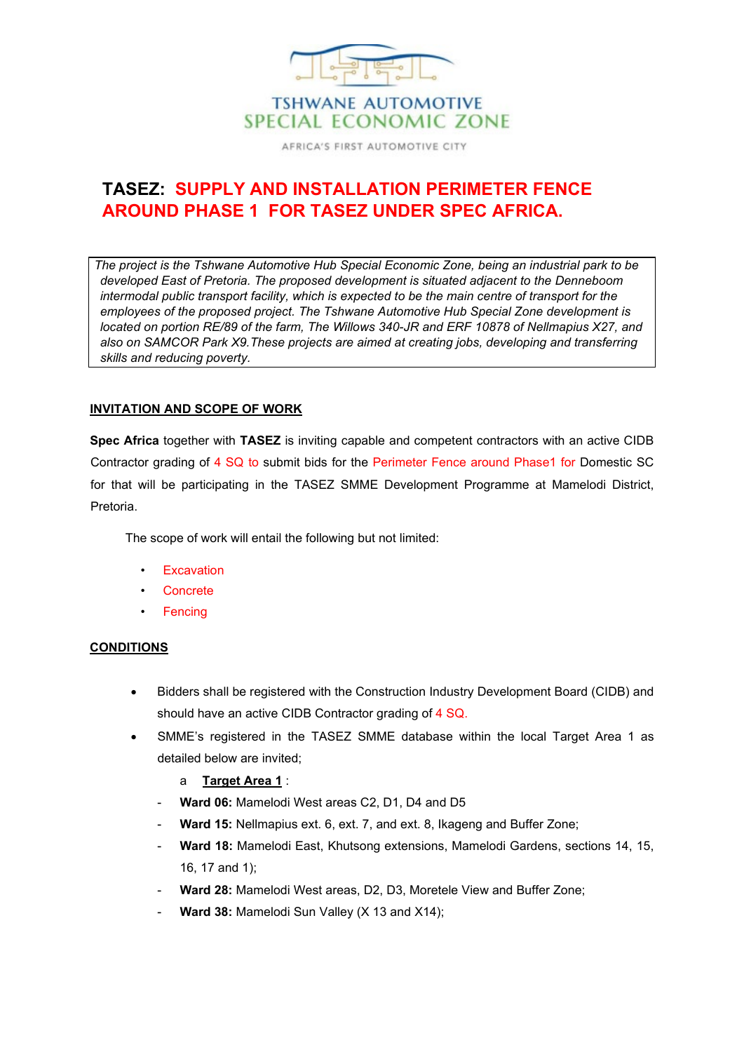TSHWANE AUTOMOTIVE
SPECIAL ECONOMIC ZONE

AFRICA'S FIRST AUTOMOTIVE CITY

# TASEZ: SUPPLY AND INSTALLATION PERIMETER FENCE AROUND PHASE 1 FOR TASEZ UNDER SPEC AFRICA.

*The project is the Tshwane Automotive Hub Special Economic Zone, being an industrial park to be developed East of Pretoria. The proposed development is situated adjacent to the Denneboom intermodal public transport facility, which is expected to be the main centre of transport for the employees of the proposed project. The Tshwane Automotive Hub Special Zone development is located on portion RE/89 of the farm, The Willows 340-JR and ERF 10878 of Nellmapius X27, and also on SAMCOR Park X9.These projects are aimed at creating jobs, developing and transferring skills and reducing poverty.*

## INVITATION AND SCOPE OF WORK

**Spec Africa** together with **TASEZ** is inviting capable and competent contractors with an active CIDB Contractor grading of 4 SQ to submit bids for the Perimeter Fence around Phase1 for Domestic SC for that will be participating in the TASEZ SMME Development Programme at Mamelodi District, Pretoria.

The scope of work will entail the following but not limited:

- Excavation
- Concrete
- Fencing

## CONDITIONS

- Bidders shall be registered with the Construction Industry Development Board (CIDB) and should have an active CIDB Contractor grading of 4 SQ.
- SMME's registered in the TASEZ SMME database within the local Target Area 1 as detailed below are invited;

  a **Target Area 1** :

  - **Ward 06:** Mamelodi West areas C2, D1, D4 and D5
  - **Ward 15:** Nellmapius ext. 6, ext. 7, and ext. 8, Ikageng and Buffer Zone;
  - **Ward 18:** Mamelodi East, Khutsong extensions, Mamelodi Gardens, sections 14, 15, 16, 17 and 1);
  - **Ward 28:** Mamelodi West areas, D2, D3, Moretele View and Buffer Zone;
  - **Ward 38:** Mamelodi Sun Valley (X 13 and X14);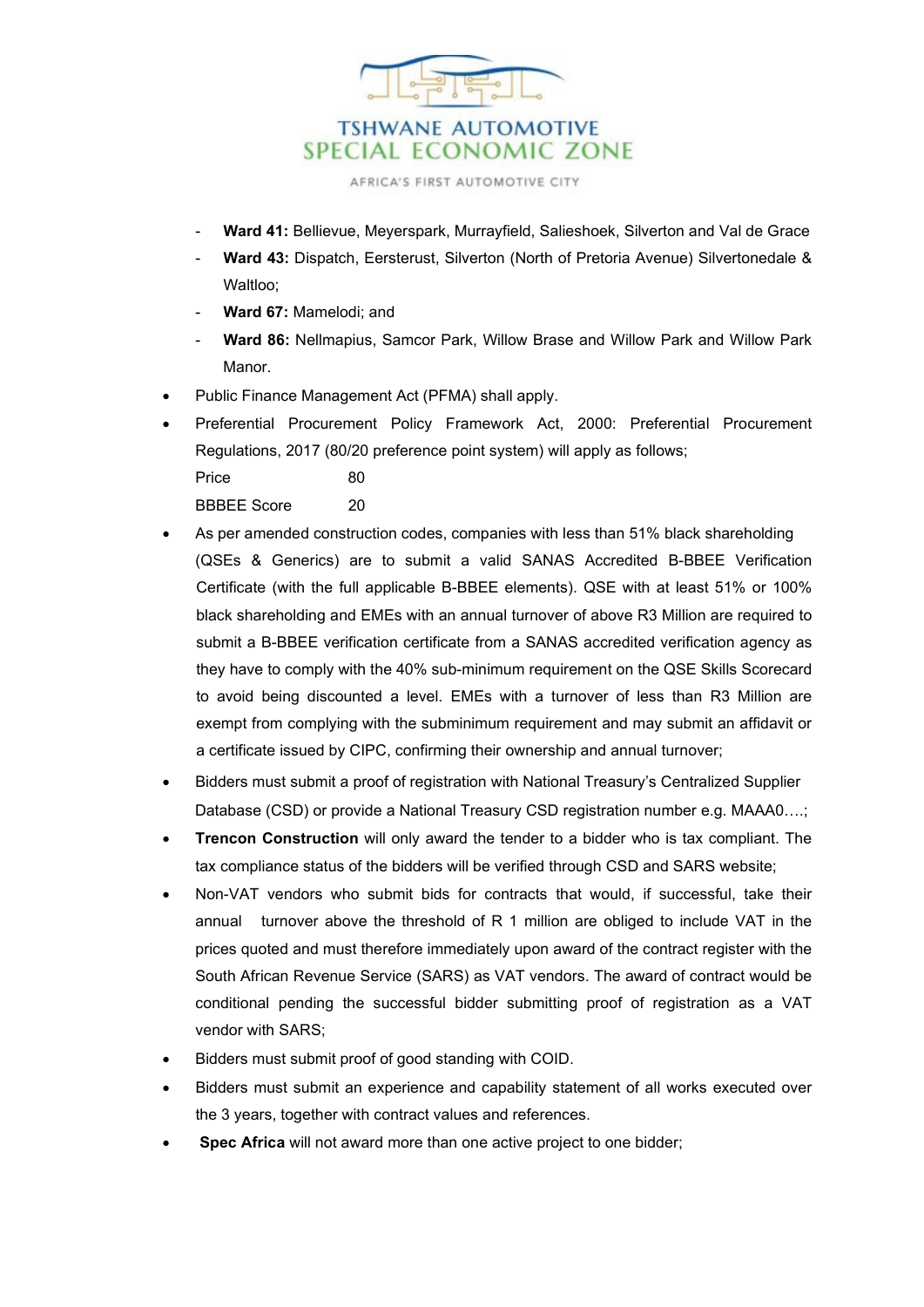- **Ward 41:** Bellievue, Meyerspark, Murrayfield, Salieshoek, Silverton and Val de Grace
- **Ward 43:** Dispatch, Eersterust, Silverton (North of Pretoria Avenue) Silvertonedale & Waltloo;
- **Ward 67:** Mamelodi; and
- **Ward 86:** Nellmapius, Samcor Park, Willow Brase and Willow Park and Willow Park Manor.

- Public Finance Management Act (PFMA) shall apply.
- Preferential Procurement Policy Framework Act, 2000: Preferential Procurement Regulations, 2017 (80/20 preference point system) will apply as follows;

  | | |
  |---|---|
  | Price | 80 |
  | BBBEE Score | 20 |

- As per amended construction codes, companies with less than 51% black shareholding (QSEs & Generics) are to submit a valid SANAS Accredited B-BBEE Verification Certificate (with the full applicable B-BBEE elements). QSE with at least 51% or 100% black shareholding and EMEs with an annual turnover of above R3 Million are required to submit a B-BBEE verification certificate from a SANAS accredited verification agency as they have to comply with the 40% sub-minimum requirement on the QSE Skills Scorecard to avoid being discounted a level. EMEs with a turnover of less than R3 Million are exempt from complying with the subminimum requirement and may submit an affidavit or a certificate issued by CIPC, confirming their ownership and annual turnover;
- Bidders must submit a proof of registration with National Treasury's Centralized Supplier Database (CSD) or provide a National Treasury CSD registration number e.g. MAAA0….;
- **Trencon Construction** will only award the tender to a bidder who is tax compliant. The tax compliance status of the bidders will be verified through CSD and SARS website;
- Non-VAT vendors who submit bids for contracts that would, if successful, take their annual turnover above the threshold of R 1 million are obliged to include VAT in the prices quoted and must therefore immediately upon award of the contract register with the South African Revenue Service (SARS) as VAT vendors. The award of contract would be conditional pending the successful bidder submitting proof of registration as a VAT vendor with SARS;
- Bidders must submit proof of good standing with COID.
- Bidders must submit an experience and capability statement of all works executed over the 3 years, together with contract values and references.
- **Spec Africa** will not award more than one active project to one bidder;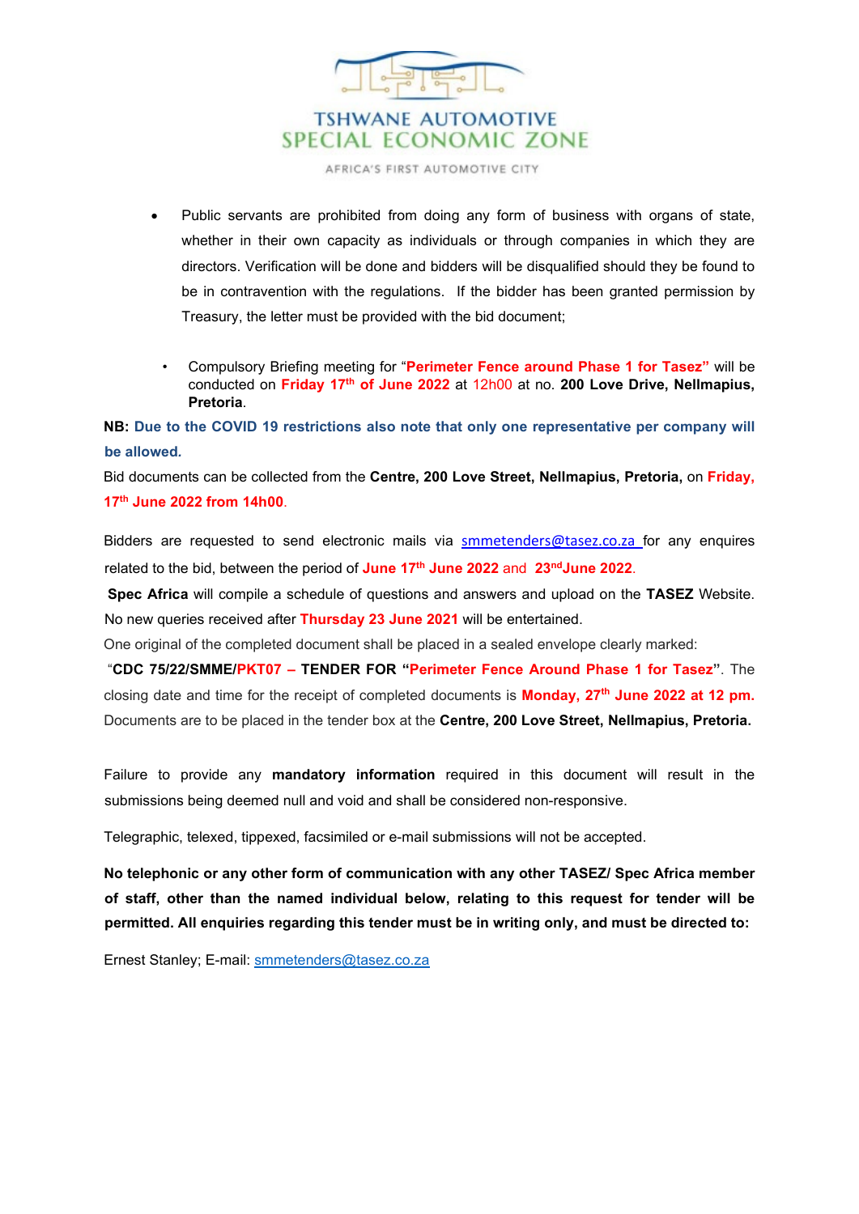TSHWANE AUTOMOTIVE SPECIAL ECONOMIC ZONE

AFRICA'S FIRST AUTOMOTIVE CITY

- Public servants are prohibited from doing any form of business with organs of state, whether in their own capacity as individuals or through companies in which they are directors. Verification will be done and bidders will be disqualified should they be found to be in contravention with the regulations. If the bidder has been granted permission by Treasury, the letter must be provided with the bid document;

- Compulsory Briefing meeting for "**Perimeter Fence around Phase 1 for Tasez"** will be conducted on **Friday 17th of June 2022** at 12h00 at no. **200 Love Drive, Nellmapius, Pretoria**.

**NB: Due to the COVID 19 restrictions also note that only one representative per company will be allowed.**

Bid documents can be collected from the **Centre, 200 Love Street, Nellmapius, Pretoria,** on **Friday, 17th June 2022 from 14h00**.

Bidders are requested to send electronic mails via smmetenders@tasez.co.za for any enquires related to the bid, between the period of **June 17th June 2022** and **23rdJune 2022**.

**Spec Africa** will compile a schedule of questions and answers and upload on the **TASEZ** Website. No new queries received after **Thursday 23 June 2021** will be entertained.

One original of the completed document shall be placed in a sealed envelope clearly marked:

"**CDC 75/22/SMME/PKT07 – TENDER FOR "Perimeter Fence Around Phase 1 for Tasez"**. The closing date and time for the receipt of completed documents is **Monday, 27th June 2022 at 12 pm.** Documents are to be placed in the tender box at the **Centre, 200 Love Street, Nellmapius, Pretoria.**

Failure to provide any **mandatory information** required in this document will result in the submissions being deemed null and void and shall be considered non-responsive.

Telegraphic, telexed, tippexed, facsimiled or e-mail submissions will not be accepted.

**No telephonic or any other form of communication with any other TASEZ/ Spec Africa member of staff, other than the named individual below, relating to this request for tender will be permitted. All enquiries regarding this tender must be in writing only, and must be directed to:**

Ernest Stanley; E-mail: smmetenders@tasez.co.za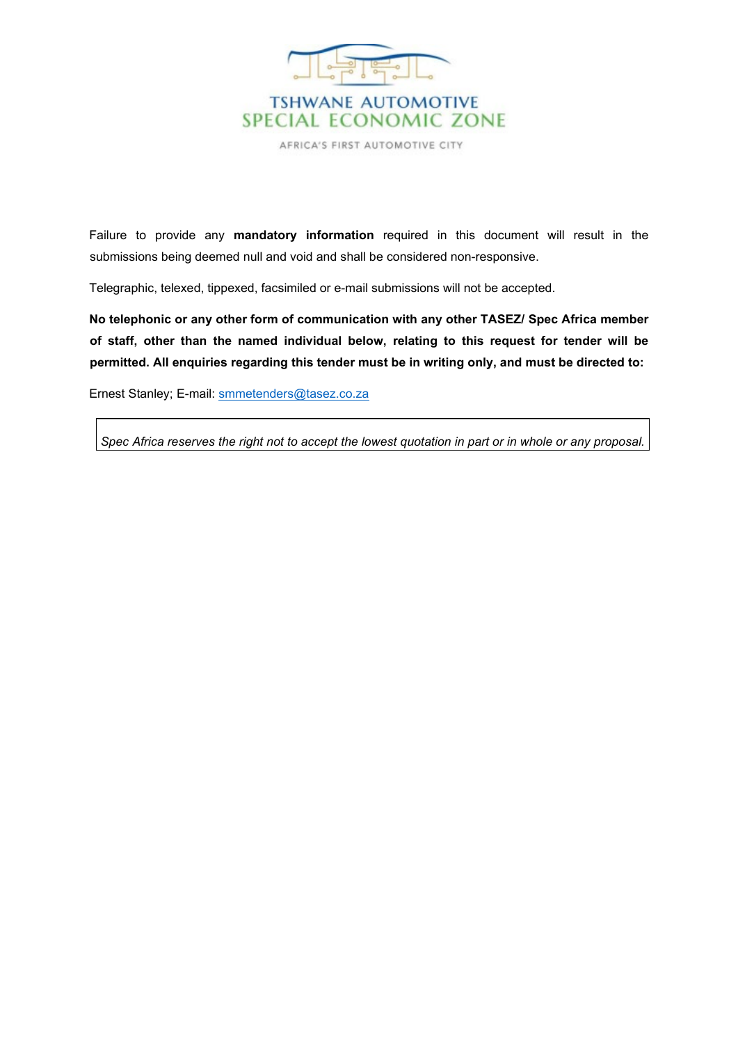Failure to provide any **mandatory information** required in this document will result in the submissions being deemed null and void and shall be considered non-responsive.

Telegraphic, telexed, tippexed, facsimiled or e-mail submissions will not be accepted.

**No telephonic or any other form of communication with any other TASEZ/ Spec Africa member of staff, other than the named individual below, relating to this request for tender will be permitted. All enquiries regarding this tender must be in writing only, and must be directed to:**

Ernest Stanley; E-mail: smmetenders@tasez.co.za

*Spec Africa reserves the right not to accept the lowest quotation in part or in whole or any proposal.*